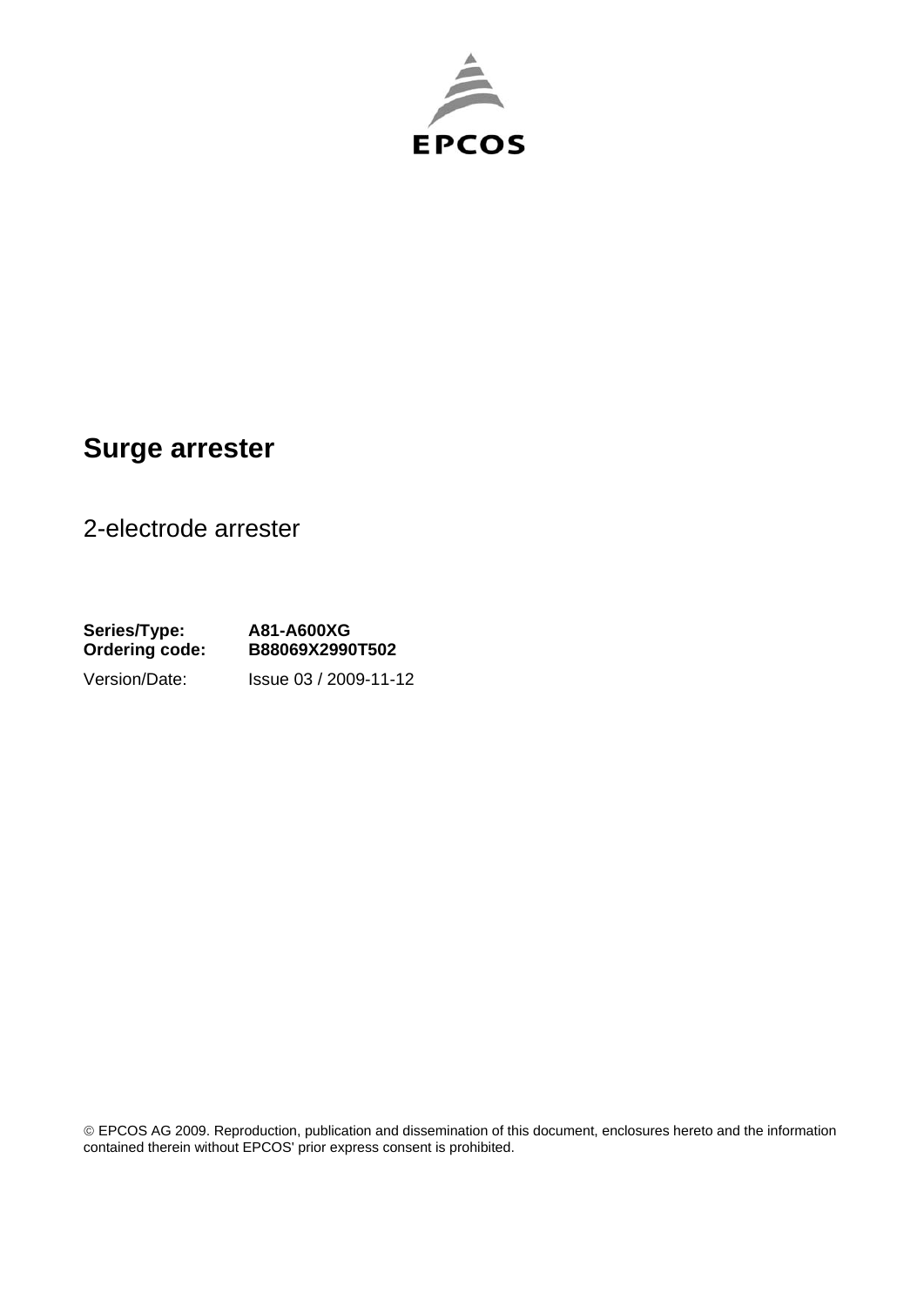EPCOS

# Surge arrester

2-electrode arrester

**Series/Type:** **A81-A600XG**
**Ordering code:** **B88069X2990T502**

Version/Date: Issue 03 / 2009-11-12

© EPCOS AG 2009. Reproduction, publication and dissemination of this document, enclosures hereto and the information contained therein without EPCOS' prior express consent is prohibited.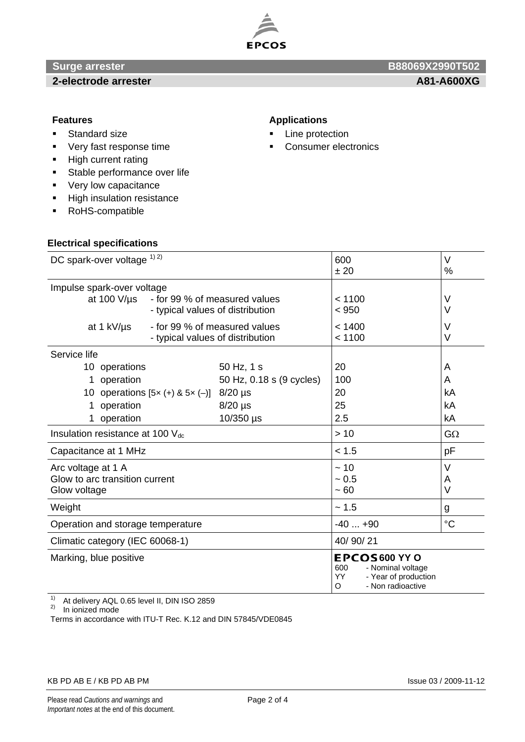# Surge arrester — B88069X2990T502

## 2-electrode arrester — A81-A600XG

**Features**

- Standard size
- Very fast response time
- High current rating
- Stable performance over life
- Very low capacitance
- High insulation resistance
- RoHS-compatible

**Applications**

- Line protection
- Consumer electronics

**Electrical specifications**

| | | | |
|---|---|---|---|
| DC spark-over voltage [1] [2] | | 600<br>± 20 | V<br>% |
| Impulse spark-over voltage | | | |
| at 100 V/µs - for 99 % of measured values | | < 1100 | V |
| at 100 V/µs - typical values of distribution | | < 950 | V |
| at 1 kV/µs - for 99 % of measured values | | < 1400 | V |
| at 1 kV/µs - typical values of distribution | | < 1100 | V |
| Service life | | | |
| 10 operations | 50 Hz, 1 s | 20 | A |
| 1 operation | 50 Hz, 0.18 s (9 cycles) | 100 | A |
| 10 operations [5× (+) & 5× (–)] | 8/20 µs | 20 | kA |
| 1 operation | 8/20 µs | 25 | kA |
| 1 operation | 10/350 µs | 2.5 | kA |
| Insulation resistance at 100 $V_{dc}$ | | > 10 | GΩ |
| Capacitance at 1 MHz | | < 1.5 | pF |
| Arc voltage at 1 A | | ~ 10 | V |
| Glow to arc transition current | | ~ 0.5 | A |
| Glow voltage | | ~ 60 | V |
| Weight | | ~ 1.5 | g |
| Operation and storage temperature | | -40 ... +90 | °C |
| Climatic category (IEC 60068-1) | | 40/ 90/ 21 | |
| Marking, blue positive | | **EPCOS 600 YY O**<br>600 - Nominal voltage<br>YY - Year of production<br>O - Non radioactive | |

[1] At delivery AQL 0.65 level II, DIN ISO 2859
[2] In ionized mode

Terms in accordance with ITU-T Rec. K.12 and DIN 57845/VDE0845

KB PD AB E / KB PD AB PM — Issue 03 / 2009-11-12

Please read *Cautions and warnings* and *Important notes* at the end of this document.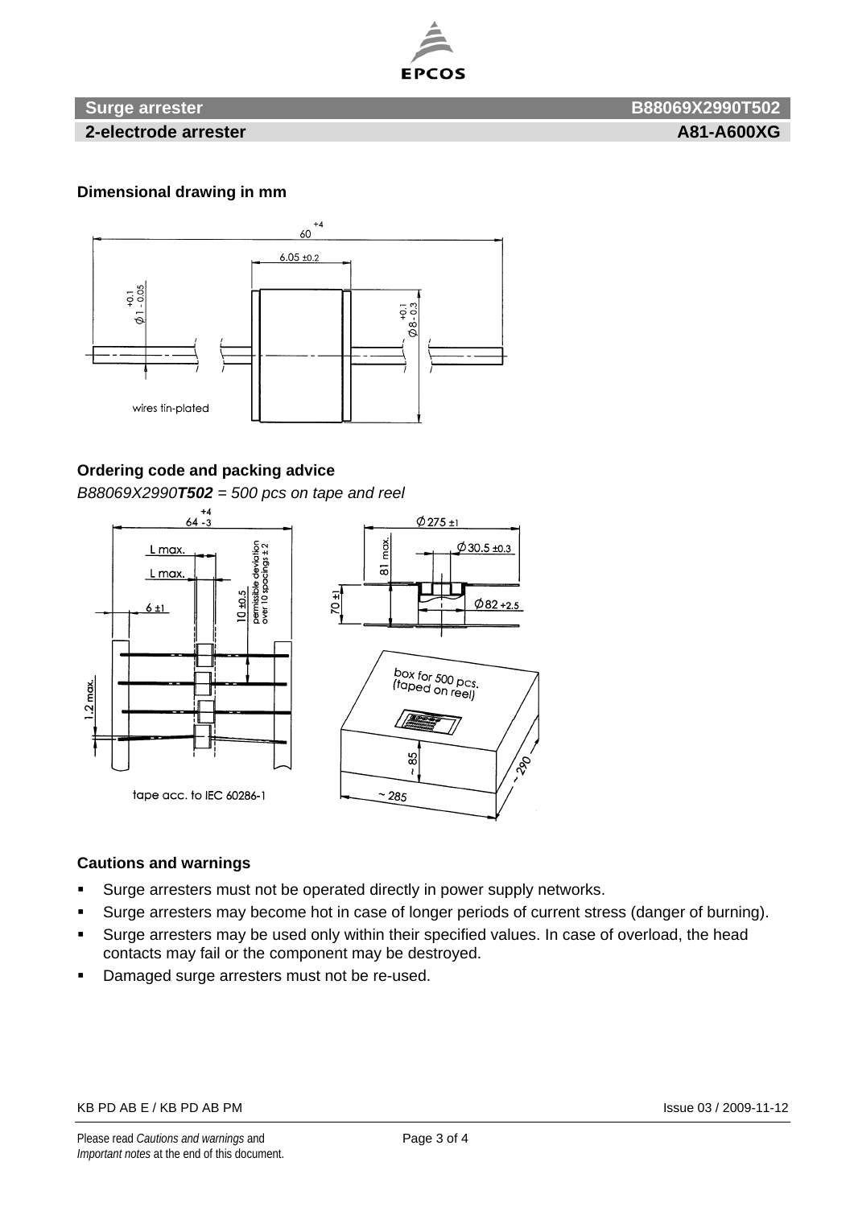**Surge arrester** **B88069X2990T502**

**2-electrode arrester** **A81-A600XG**

### Dimensional drawing in mm

### Ordering code and packing advice

*B88069X2990**T502** = 500 pcs on tape and reel*

### Cautions and warnings

- Surge arresters must not be operated directly in power supply networks.
- Surge arresters may become hot in case of longer periods of current stress (danger of burning).
- Surge arresters may be used only within their specified values. In case of overload, the head contacts may fail or the component may be destroyed.
- Damaged surge arresters must not be re-used.

KB PD AB E / KB PD AB PM

Issue 03 / 2009-11-12

Please read *Cautions and warnings* and *Important notes* at the end of this document.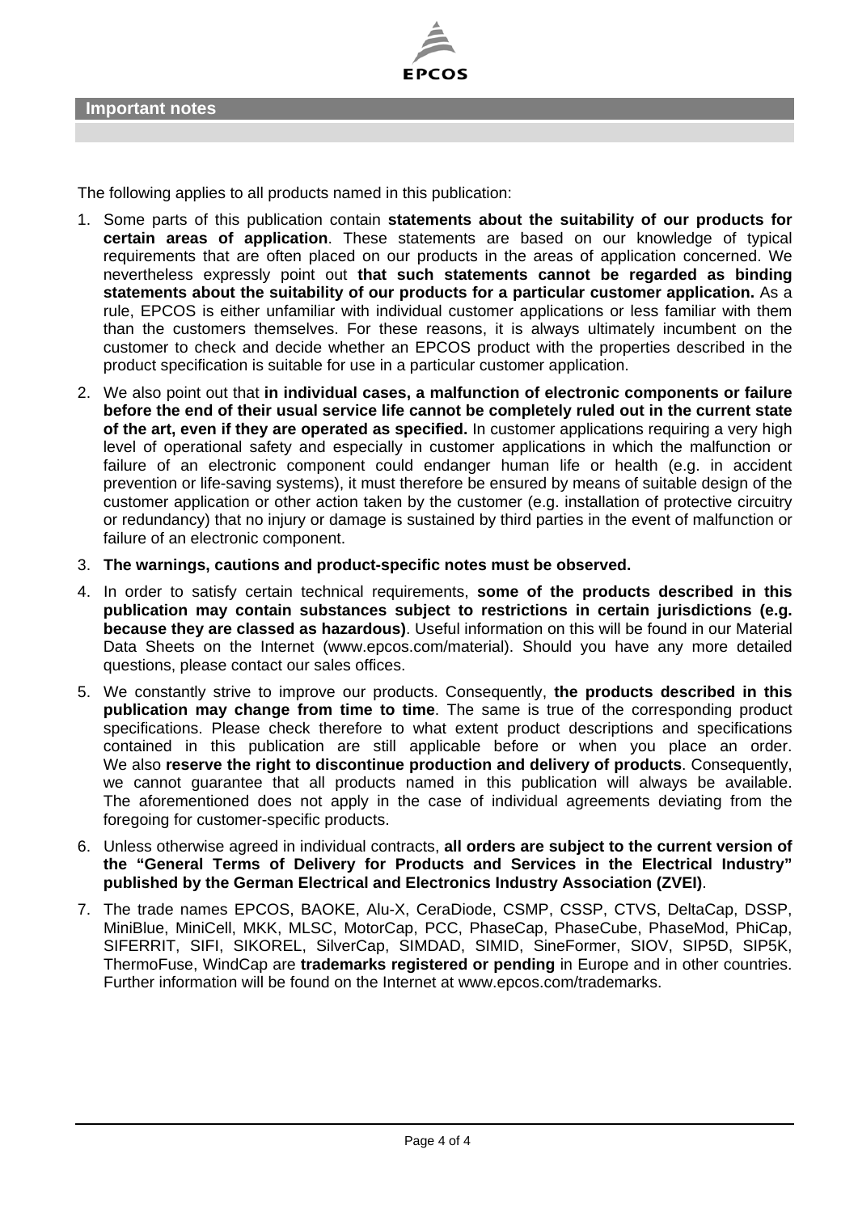## Important notes

The following applies to all products named in this publication:

1. Some parts of this publication contain **statements about the suitability of our products for certain areas of application**. These statements are based on our knowledge of typical requirements that are often placed on our products in the areas of application concerned. We nevertheless expressly point out **that such statements cannot be regarded as binding statements about the suitability of our products for a particular customer application.** As a rule, EPCOS is either unfamiliar with individual customer applications or less familiar with them than the customers themselves. For these reasons, it is always ultimately incumbent on the customer to check and decide whether an EPCOS product with the properties described in the product specification is suitable for use in a particular customer application.
2. We also point out that **in individual cases, a malfunction of electronic components or failure before the end of their usual service life cannot be completely ruled out in the current state of the art, even if they are operated as specified.** In customer applications requiring a very high level of operational safety and especially in customer applications in which the malfunction or failure of an electronic component could endanger human life or health (e.g. in accident prevention or life-saving systems), it must therefore be ensured by means of suitable design of the customer application or other action taken by the customer (e.g. installation of protective circuitry or redundancy) that no injury or damage is sustained by third parties in the event of malfunction or failure of an electronic component.
3. **The warnings, cautions and product-specific notes must be observed.**
4. In order to satisfy certain technical requirements, **some of the products described in this publication may contain substances subject to restrictions in certain jurisdictions (e.g. because they are classed as hazardous)**. Useful information on this will be found in our Material Data Sheets on the Internet (www.epcos.com/material). Should you have any more detailed questions, please contact our sales offices.
5. We constantly strive to improve our products. Consequently, **the products described in this publication may change from time to time**. The same is true of the corresponding product specifications. Please check therefore to what extent product descriptions and specifications contained in this publication are still applicable before or when you place an order. We also **reserve the right to discontinue production and delivery of products**. Consequently, we cannot guarantee that all products named in this publication will always be available. The aforementioned does not apply in the case of individual agreements deviating from the foregoing for customer-specific products.
6. Unless otherwise agreed in individual contracts, **all orders are subject to the current version of the “General Terms of Delivery for Products and Services in the Electrical Industry” published by the German Electrical and Electronics Industry Association (ZVEI)**.
7. The trade names EPCOS, BAOKE, Alu-X, CeraDiode, CSMP, CSSP, CTVS, DeltaCap, DSSP, MiniBlue, MiniCell, MKK, MLSC, MotorCap, PCC, PhaseCap, PhaseCube, PhaseMod, PhiCap, SIFERRIT, SIFI, SIKOREL, SilverCap, SIMDAD, SIMID, SineFormer, SIOV, SIP5D, SIP5K, ThermoFuse, WindCap are **trademarks registered or pending** in Europe and in other countries. Further information will be found on the Internet at www.epcos.com/trademarks.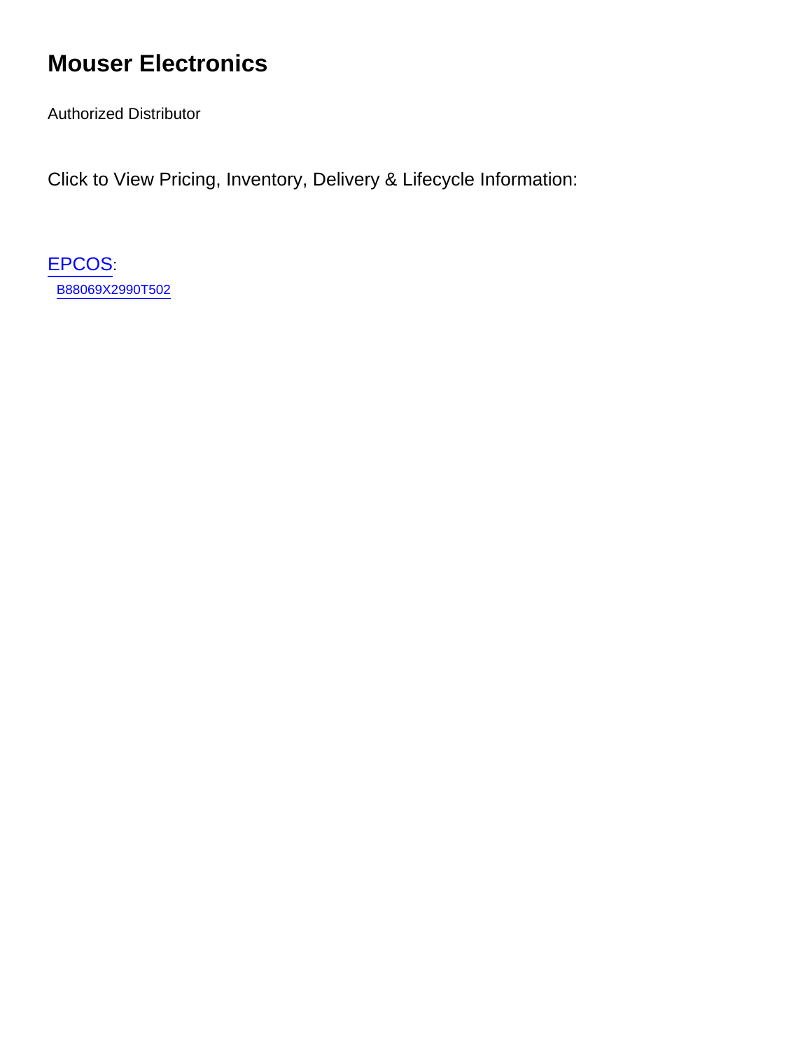# Mouser Electronics

Authorized Distributor

Click to View Pricing, Inventory, Delivery & Lifecycle Information:

EPCOS:

B88069X2990T502